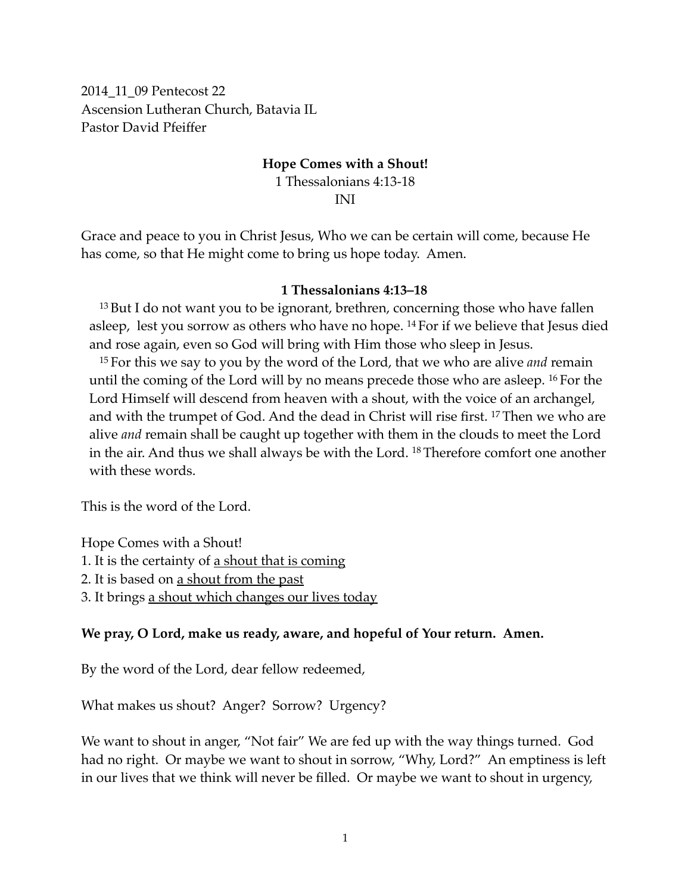2014_11_09 Pentecost 22
Ascension Lutheran Church, Batavia IL
Pastor David Pfeiffer

**Hope Comes with a Shout!**

1 Thessalonians 4:13-18

INI

Grace and peace to you in Christ Jesus, Who we can be certain will come, because He has come, so that He might come to bring us hope today. Amen.

**1 Thessalonians 4:13–18**

> 13 But I do not want you to be ignorant, brethren, concerning those who have fallen asleep, lest you sorrow as others who have no hope. 14 For if we believe that Jesus died and rose again, even so God will bring with Him those who sleep in Jesus.
>
> 15 For this we say to you by the word of the Lord, that we who are alive *and* remain until the coming of the Lord will by no means precede those who are asleep. 16 For the Lord Himself will descend from heaven with a shout, with the voice of an archangel, and with the trumpet of God. And the dead in Christ will rise first. 17 Then we who are alive *and* remain shall be caught up together with them in the clouds to meet the Lord in the air. And thus we shall always be with the Lord. 18 Therefore comfort one another with these words.

This is the word of the Lord.

Hope Comes with a Shout!
1. It is the certainty of <u>a shout that is coming</u>
2. It is based on <u>a shout from the past</u>
3. It brings <u>a shout which changes our lives today</u>

**We pray, O Lord, make us ready, aware, and hopeful of Your return. Amen.**

By the word of the Lord, dear fellow redeemed,

What makes us shout? Anger? Sorrow? Urgency?

We want to shout in anger, "Not fair" We are fed up with the way things turned. God had no right. Or maybe we want to shout in sorrow, "Why, Lord?" An emptiness is left in our lives that we think will never be filled. Or maybe we want to shout in urgency,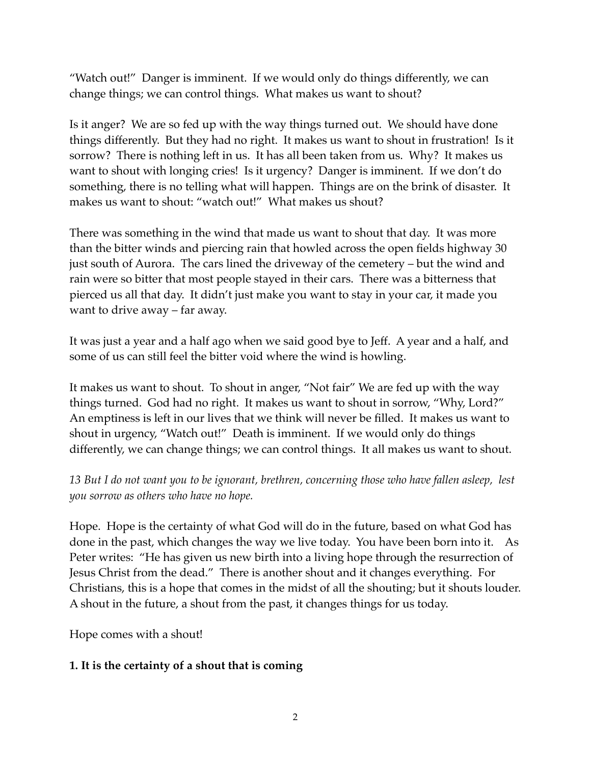"Watch out!" Danger is imminent. If we would only do things differently, we can change things; we can control things. What makes us want to shout?

Is it anger? We are so fed up with the way things turned out. We should have done things differently. But they had no right. It makes us want to shout in frustration! Is it sorrow? There is nothing left in us. It has all been taken from us. Why? It makes us want to shout with longing cries! Is it urgency? Danger is imminent. If we don't do something, there is no telling what will happen. Things are on the brink of disaster. It makes us want to shout: "watch out!" What makes us shout?

There was something in the wind that made us want to shout that day. It was more than the bitter winds and piercing rain that howled across the open fields highway 30 just south of Aurora. The cars lined the driveway of the cemetery – but the wind and rain were so bitter that most people stayed in their cars. There was a bitterness that pierced us all that day. It didn't just make you want to stay in your car, it made you want to drive away – far away.

It was just a year and a half ago when we said good bye to Jeff. A year and a half, and some of us can still feel the bitter void where the wind is howling.

It makes us want to shout. To shout in anger, "Not fair" We are fed up with the way things turned. God had no right. It makes us want to shout in sorrow, "Why, Lord?" An emptiness is left in our lives that we think will never be filled. It makes us want to shout in urgency, "Watch out!" Death is imminent. If we would only do things differently, we can change things; we can control things. It all makes us want to shout.

*13 But I do not want you to be ignorant, brethren, concerning those who have fallen asleep, lest you sorrow as others who have no hope.*

Hope. Hope is the certainty of what God will do in the future, based on what God has done in the past, which changes the way we live today. You have been born into it. As Peter writes: "He has given us new birth into a living hope through the resurrection of Jesus Christ from the dead." There is another shout and it changes everything. For Christians, this is a hope that comes in the midst of all the shouting; but it shouts louder. A shout in the future, a shout from the past, it changes things for us today.

Hope comes with a shout!

**1. It is the certainty of a shout that is coming**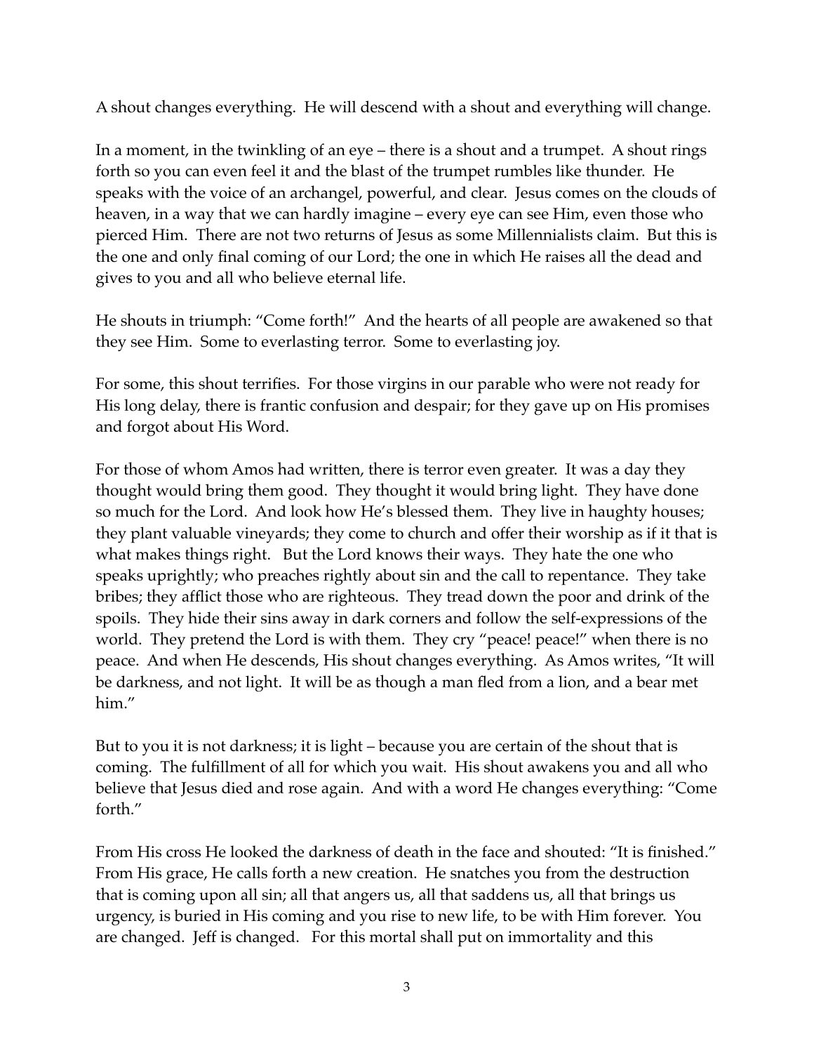A shout changes everything. He will descend with a shout and everything will change.

In a moment, in the twinkling of an eye – there is a shout and a trumpet. A shout rings forth so you can even feel it and the blast of the trumpet rumbles like thunder. He speaks with the voice of an archangel, powerful, and clear. Jesus comes on the clouds of heaven, in a way that we can hardly imagine – every eye can see Him, even those who pierced Him. There are not two returns of Jesus as some Millennialists claim. But this is the one and only final coming of our Lord; the one in which He raises all the dead and gives to you and all who believe eternal life.

He shouts in triumph: "Come forth!" And the hearts of all people are awakened so that they see Him. Some to everlasting terror. Some to everlasting joy.

For some, this shout terrifies. For those virgins in our parable who were not ready for His long delay, there is frantic confusion and despair; for they gave up on His promises and forgot about His Word.

For those of whom Amos had written, there is terror even greater. It was a day they thought would bring them good. They thought it would bring light. They have done so much for the Lord. And look how He's blessed them. They live in haughty houses; they plant valuable vineyards; they come to church and offer their worship as if it that is what makes things right. But the Lord knows their ways. They hate the one who speaks uprightly; who preaches rightly about sin and the call to repentance. They take bribes; they afflict those who are righteous. They tread down the poor and drink of the spoils. They hide their sins away in dark corners and follow the self-expressions of the world. They pretend the Lord is with them. They cry "peace! peace!" when there is no peace. And when He descends, His shout changes everything. As Amos writes, "It will be darkness, and not light. It will be as though a man fled from a lion, and a bear met him."

But to you it is not darkness; it is light – because you are certain of the shout that is coming. The fulfillment of all for which you wait. His shout awakens you and all who believe that Jesus died and rose again. And with a word He changes everything: "Come forth."

From His cross He looked the darkness of death in the face and shouted: "It is finished." From His grace, He calls forth a new creation. He snatches you from the destruction that is coming upon all sin; all that angers us, all that saddens us, all that brings us urgency, is buried in His coming and you rise to new life, to be with Him forever. You are changed. Jeff is changed. For this mortal shall put on immortality and this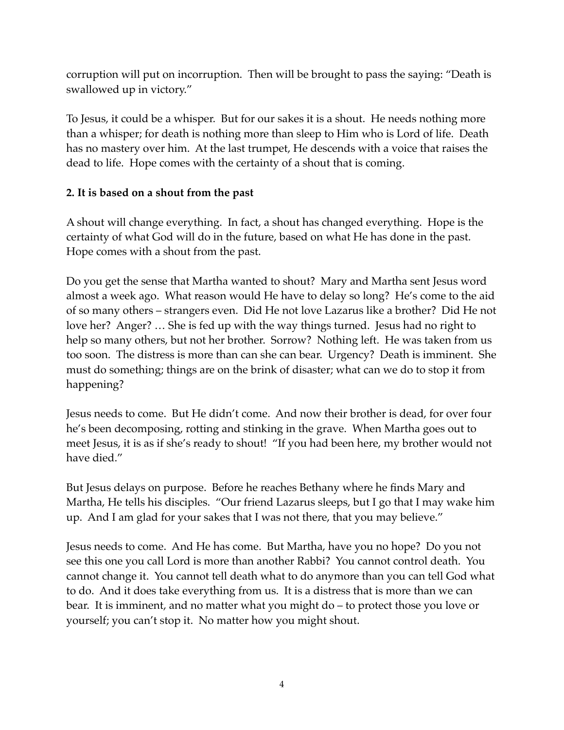corruption will put on incorruption. Then will be brought to pass the saying: "Death is swallowed up in victory."

To Jesus, it could be a whisper. But for our sakes it is a shout. He needs nothing more than a whisper; for death is nothing more than sleep to Him who is Lord of life. Death has no mastery over him. At the last trumpet, He descends with a voice that raises the dead to life. Hope comes with the certainty of a shout that is coming.

**2. It is based on a shout from the past**

A shout will change everything. In fact, a shout has changed everything. Hope is the certainty of what God will do in the future, based on what He has done in the past. Hope comes with a shout from the past.

Do you get the sense that Martha wanted to shout? Mary and Martha sent Jesus word almost a week ago. What reason would He have to delay so long? He's come to the aid of so many others – strangers even. Did He not love Lazarus like a brother? Did He not love her? Anger? … She is fed up with the way things turned. Jesus had no right to help so many others, but not her brother. Sorrow? Nothing left. He was taken from us too soon. The distress is more than can she can bear. Urgency? Death is imminent. She must do something; things are on the brink of disaster; what can we do to stop it from happening?

Jesus needs to come. But He didn't come. And now their brother is dead, for over four he's been decomposing, rotting and stinking in the grave. When Martha goes out to meet Jesus, it is as if she's ready to shout! "If you had been here, my brother would not have died."

But Jesus delays on purpose. Before he reaches Bethany where he finds Mary and Martha, He tells his disciples. "Our friend Lazarus sleeps, but I go that I may wake him up. And I am glad for your sakes that I was not there, that you may believe."

Jesus needs to come. And He has come. But Martha, have you no hope? Do you not see this one you call Lord is more than another Rabbi? You cannot control death. You cannot change it. You cannot tell death what to do anymore than you can tell God what to do. And it does take everything from us. It is a distress that is more than we can bear. It is imminent, and no matter what you might do – to protect those you love or yourself; you can't stop it. No matter how you might shout.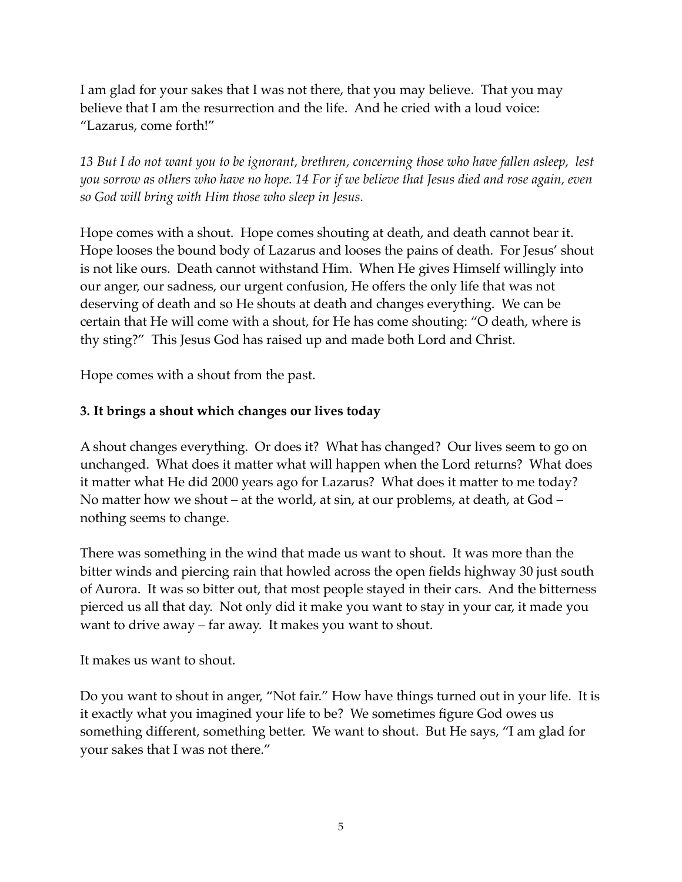I am glad for your sakes that I was not there, that you may believe. That you may believe that I am the resurrection and the life. And he cried with a loud voice: "Lazarus, come forth!"

*13 But I do not want you to be ignorant, brethren, concerning those who have fallen asleep, lest you sorrow as others who have no hope. 14 For if we believe that Jesus died and rose again, even so God will bring with Him those who sleep in Jesus.*

Hope comes with a shout. Hope comes shouting at death, and death cannot bear it. Hope looses the bound body of Lazarus and looses the pains of death. For Jesus' shout is not like ours. Death cannot withstand Him. When He gives Himself willingly into our anger, our sadness, our urgent confusion, He offers the only life that was not deserving of death and so He shouts at death and changes everything. We can be certain that He will come with a shout, for He has come shouting: "O death, where is thy sting?" This Jesus God has raised up and made both Lord and Christ.

Hope comes with a shout from the past.

**3. It brings a shout which changes our lives today**

A shout changes everything. Or does it? What has changed? Our lives seem to go on unchanged. What does it matter what will happen when the Lord returns? What does it matter what He did 2000 years ago for Lazarus? What does it matter to me today? No matter how we shout – at the world, at sin, at our problems, at death, at God – nothing seems to change.

There was something in the wind that made us want to shout. It was more than the bitter winds and piercing rain that howled across the open fields highway 30 just south of Aurora. It was so bitter out, that most people stayed in their cars. And the bitterness pierced us all that day. Not only did it make you want to stay in your car, it made you want to drive away – far away. It makes you want to shout.

It makes us want to shout.

Do you want to shout in anger, "Not fair." How have things turned out in your life. It is it exactly what you imagined your life to be? We sometimes figure God owes us something different, something better. We want to shout. But He says, "I am glad for your sakes that I was not there."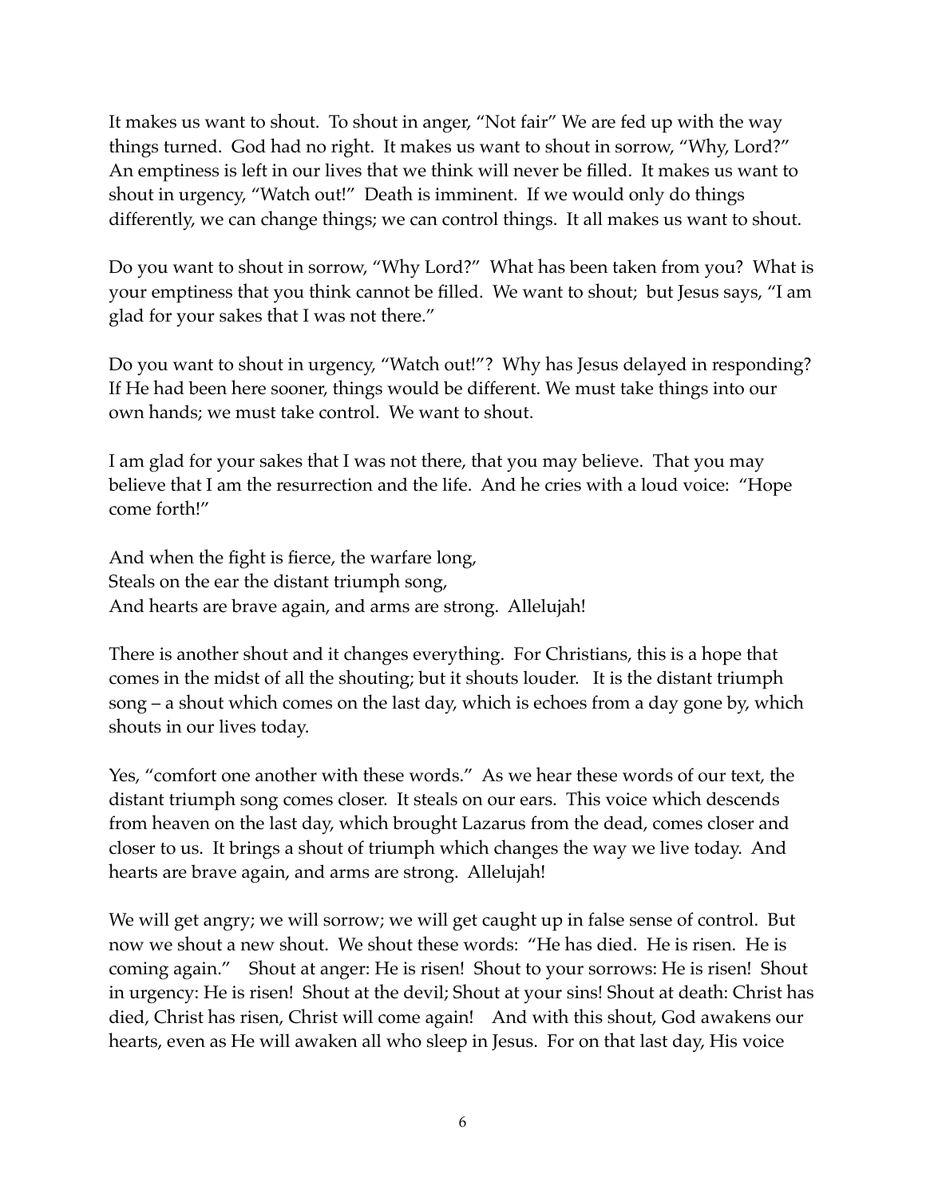It makes us want to shout. To shout in anger, "Not fair" We are fed up with the way things turned. God had no right. It makes us want to shout in sorrow, "Why, Lord?" An emptiness is left in our lives that we think will never be filled. It makes us want to shout in urgency, "Watch out!" Death is imminent. If we would only do things differently, we can change things; we can control things. It all makes us want to shout.

Do you want to shout in sorrow, "Why Lord?" What has been taken from you? What is your emptiness that you think cannot be filled. We want to shout; but Jesus says, "I am glad for your sakes that I was not there."

Do you want to shout in urgency, "Watch out!"? Why has Jesus delayed in responding? If He had been here sooner, things would be different. We must take things into our own hands; we must take control. We want to shout.

I am glad for your sakes that I was not there, that you may believe. That you may believe that I am the resurrection and the life. And he cries with a loud voice: "Hope come forth!"

And when the fight is fierce, the warfare long,  
Steals on the ear the distant triumph song,  
And hearts are brave again, and arms are strong. Allelujah!

There is another shout and it changes everything. For Christians, this is a hope that comes in the midst of all the shouting; but it shouts louder. It is the distant triumph song – a shout which comes on the last day, which is echoes from a day gone by, which shouts in our lives today.

Yes, "comfort one another with these words." As we hear these words of our text, the distant triumph song comes closer. It steals on our ears. This voice which descends from heaven on the last day, which brought Lazarus from the dead, comes closer and closer to us. It brings a shout of triumph which changes the way we live today. And hearts are brave again, and arms are strong. Allelujah!

We will get angry; we will sorrow; we will get caught up in false sense of control. But now we shout a new shout. We shout these words: "He has died. He is risen. He is coming again." Shout at anger: He is risen! Shout to your sorrows: He is risen! Shout in urgency: He is risen! Shout at the devil; Shout at your sins! Shout at death: Christ has died, Christ has risen, Christ will come again! And with this shout, God awakens our hearts, even as He will awaken all who sleep in Jesus. For on that last day, His voice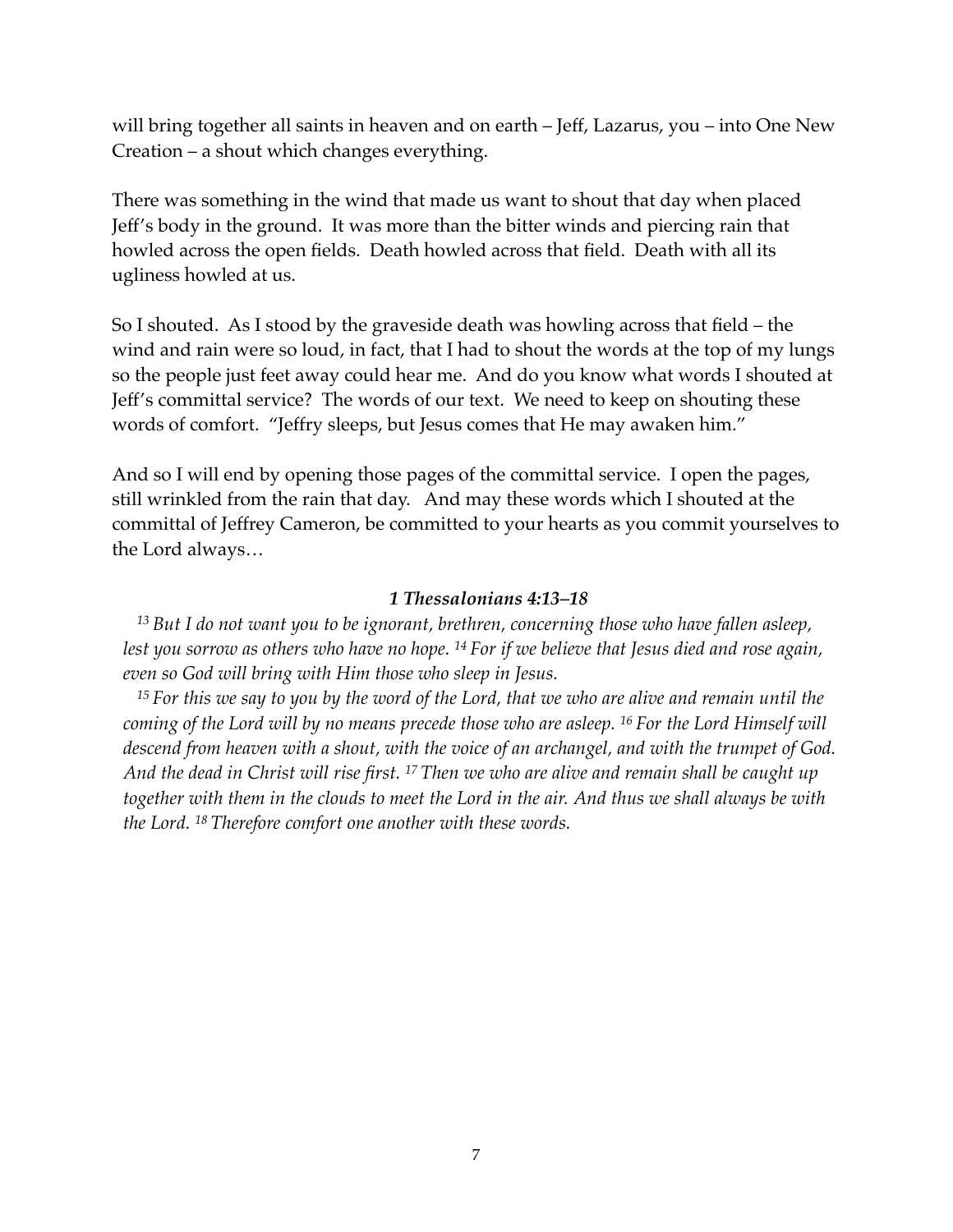will bring together all saints in heaven and on earth – Jeff, Lazarus, you – into One New Creation – a shout which changes everything.

There was something in the wind that made us want to shout that day when placed Jeff's body in the ground. It was more than the bitter winds and piercing rain that howled across the open fields. Death howled across that field. Death with all its ugliness howled at us.

So I shouted. As I stood by the graveside death was howling across that field – the wind and rain were so loud, in fact, that I had to shout the words at the top of my lungs so the people just feet away could hear me. And do you know what words I shouted at Jeff's committal service? The words of our text. We need to keep on shouting these words of comfort. "Jeffry sleeps, but Jesus comes that He may awaken him."

And so I will end by opening those pages of the committal service. I open the pages, still wrinkled from the rain that day. And may these words which I shouted at the committal of Jeffrey Cameron, be committed to your hearts as you commit yourselves to the Lord always…

***1 Thessalonians 4:13–18***

*13 But I do not want you to be ignorant, brethren, concerning those who have fallen asleep, lest you sorrow as others who have no hope. 14 For if we believe that Jesus died and rose again, even so God will bring with Him those who sleep in Jesus.*

*15 For this we say to you by the word of the Lord, that we who are alive and remain until the coming of the Lord will by no means precede those who are asleep. 16 For the Lord Himself will descend from heaven with a shout, with the voice of an archangel, and with the trumpet of God. And the dead in Christ will rise first. 17 Then we who are alive and remain shall be caught up together with them in the clouds to meet the Lord in the air. And thus we shall always be with the Lord. 18 Therefore comfort one another with these words.*